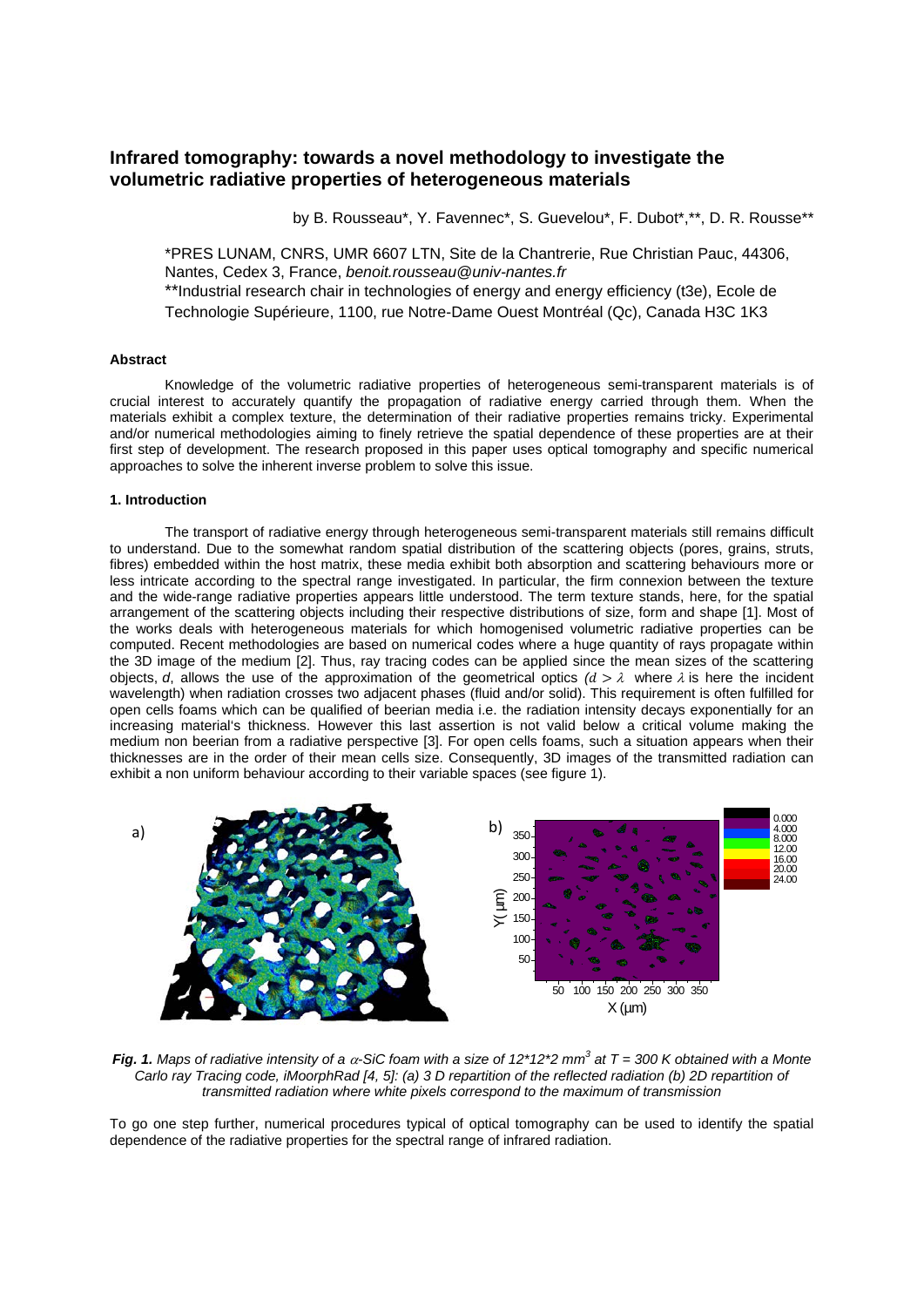# Infrared tomography: towards a novel methodology to investigate the volumetric radiative properties of heterogeneous materials

by B. Rousseau*, Y. Favennec*, S. Guevelou*, F. Dubot*,**, D. R. Rousse**

*PRES LUNAM, CNRS, UMR 6607 LTN, Site de la Chantrerie, Rue Christian Pauc, 44306, Nantes, Cedex 3, France, *benoit.rousseau@univ-nantes.fr*

**Industrial research chair in technologies of energy and energy efficiency (t3e), Ecole de Technologie Supérieure, 1100, rue Notre-Dame Ouest Montréal (Qc), Canada H3C 1K3

### Abstract

Knowledge of the volumetric radiative properties of heterogeneous semi-transparent materials is of crucial interest to accurately quantify the propagation of radiative energy carried through them. When the materials exhibit a complex texture, the determination of their radiative properties remains tricky. Experimental and/or numerical methodologies aiming to finely retrieve the spatial dependence of these properties are at their first step of development. The research proposed in this paper uses optical tomography and specific numerical approaches to solve the inherent inverse problem to solve this issue.

### 1. Introduction

The transport of radiative energy through heterogeneous semi-transparent materials still remains difficult to understand. Due to the somewhat random spatial distribution of the scattering objects (pores, grains, struts, fibres) embedded within the host matrix, these media exhibit both absorption and scattering behaviours more or less intricate according to the spectral range investigated. In particular, the firm connexion between the texture and the wide-range radiative properties appears little understood. The term texture stands, here, for the spatial arrangement of the scattering objects including their respective distributions of size, form and shape [1]. Most of the works deals with heterogeneous materials for which homogenised volumetric radiative properties can be computed. Recent methodologies are based on numerical codes where a huge quantity of rays propagate within the 3D image of the medium [2]. Thus, ray tracing codes can be applied since the mean sizes of the scattering objects, *d*, allows the use of the approximation of the geometrical optics ($d > \lambda$ where $\lambda$ is here the incident wavelength) when radiation crosses two adjacent phases (fluid and/or solid). This requirement is often fulfilled for open cells foams which can be qualified of beerian media i.e. the radiation intensity decays exponentially for an increasing material's thickness. However this last assertion is not valid below a critical volume making the medium non beerian from a radiative perspective [3]. For open cells foams, such a situation appears when their thicknesses are in the order of their mean cells size. Consequently, 3D images of the transmitted radiation can exhibit a non uniform behaviour according to their variable spaces (see figure 1).

***Fig. 1.*** *Maps of radiative intensity of a $\alpha$-SiC foam with a size of 12*12*2 mm$^3$ at T = 300 K obtained with a Monte Carlo ray Tracing code, iMoorphRad [4, 5]: (a) 3 D repartition of the reflected radiation (b) 2D repartition of transmitted radiation where white pixels correspond to the maximum of transmission*

To go one step further, numerical procedures typical of optical tomography can be used to identify the spatial dependence of the radiative properties for the spectral range of infrared radiation.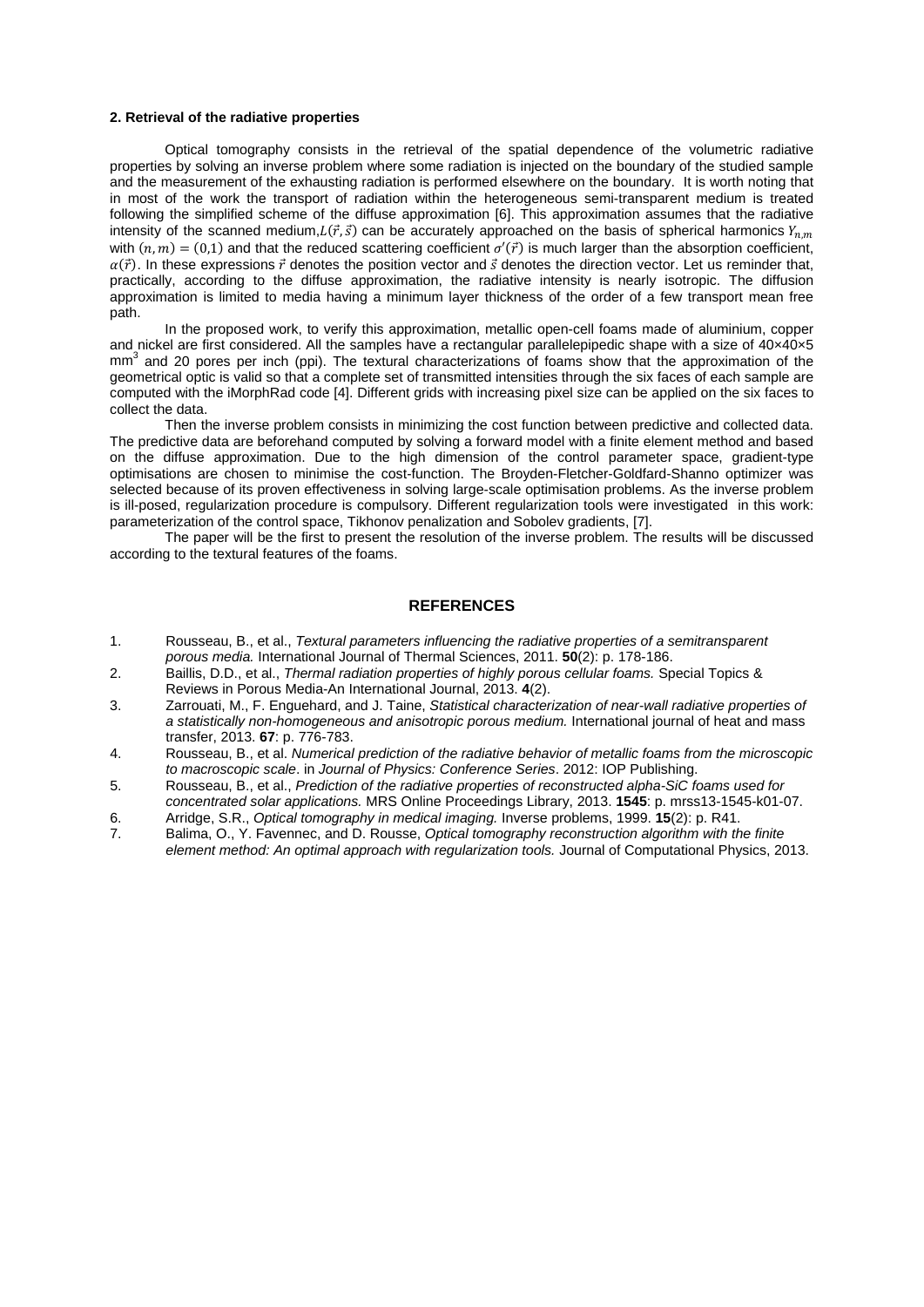## 2. Retrieval of the radiative properties

Optical tomography consists in the retrieval of the spatial dependence of the volumetric radiative properties by solving an inverse problem where some radiation is injected on the boundary of the studied sample and the measurement of the exhausting radiation is performed elsewhere on the boundary. It is worth noting that in most of the work the transport of radiation within the heterogeneous semi-transparent medium is treated following the simplified scheme of the diffuse approximation [6]. This approximation assumes that the radiative intensity of the scanned medium, $L(\vec{r},\vec{s})$ can be accurately approached on the basis of spherical harmonics $Y_{n,m}$ with $(n,m)=(0,1)$ and that the reduced scattering coefficient $\sigma'(\vec{r})$ is much larger than the absorption coefficient, $\alpha(\vec{r})$. In these expressions $\vec{r}$ denotes the position vector and $\vec{s}$ denotes the direction vector. Let us reminder that, practically, according to the diffuse approximation, the radiative intensity is nearly isotropic. The diffusion approximation is limited to media having a minimum layer thickness of the order of a few transport mean free path.

In the proposed work, to verify this approximation, metallic open-cell foams made of aluminium, copper and nickel are first considered. All the samples have a rectangular parallelepipedic shape with a size of 40×40×5 $mm^3$ and 20 pores per inch (ppi). The textural characterizations of foams show that the approximation of the geometrical optic is valid so that a complete set of transmitted intensities through the six faces of each sample are computed with the iMorphRad code [4]. Different grids with increasing pixel size can be applied on the six faces to collect the data.

Then the inverse problem consists in minimizing the cost function between predictive and collected data. The predictive data are beforehand computed by solving a forward model with a finite element method and based on the diffuse approximation. Due to the high dimension of the control parameter space, gradient-type optimisations are chosen to minimise the cost-function. The Broyden-Fletcher-Goldfard-Shanno optimizer was selected because of its proven effectiveness in solving large-scale optimisation problems. As the inverse problem is ill-posed, regularization procedure is compulsory. Different regularization tools were investigated in this work: parameterization of the control space, Tikhonov penalization and Sobolev gradients, [7].

The paper will be the first to present the resolution of the inverse problem. The results will be discussed according to the textural features of the foams.

## REFERENCES

1. Rousseau, B., et al., *Textural parameters influencing the radiative properties of a semitransparent porous media.* International Journal of Thermal Sciences, 2011. **50**(2): p. 178-186.
2. Baillis, D.D., et al., *Thermal radiation properties of highly porous cellular foams.* Special Topics & Reviews in Porous Media-An International Journal, 2013. **4**(2).
3. Zarrouati, M., F. Enguehard, and J. Taine, *Statistical characterization of near-wall radiative properties of a statistically non-homogeneous and anisotropic porous medium.* International journal of heat and mass transfer, 2013. **67**: p. 776-783.
4. Rousseau, B., et al. *Numerical prediction of the radiative behavior of metallic foams from the microscopic to macroscopic scale*. in *Journal of Physics: Conference Series*. 2012: IOP Publishing.
5. Rousseau, B., et al., *Prediction of the radiative properties of reconstructed alpha-SiC foams used for concentrated solar applications.* MRS Online Proceedings Library, 2013. **1545**: p. mrss13-1545-k01-07.
6. Arridge, S.R., *Optical tomography in medical imaging.* Inverse problems, 1999. **15**(2): p. R41.
7. Balima, O., Y. Favennec, and D. Rousse, *Optical tomography reconstruction algorithm with the finite element method: An optimal approach with regularization tools.* Journal of Computational Physics, 2013.